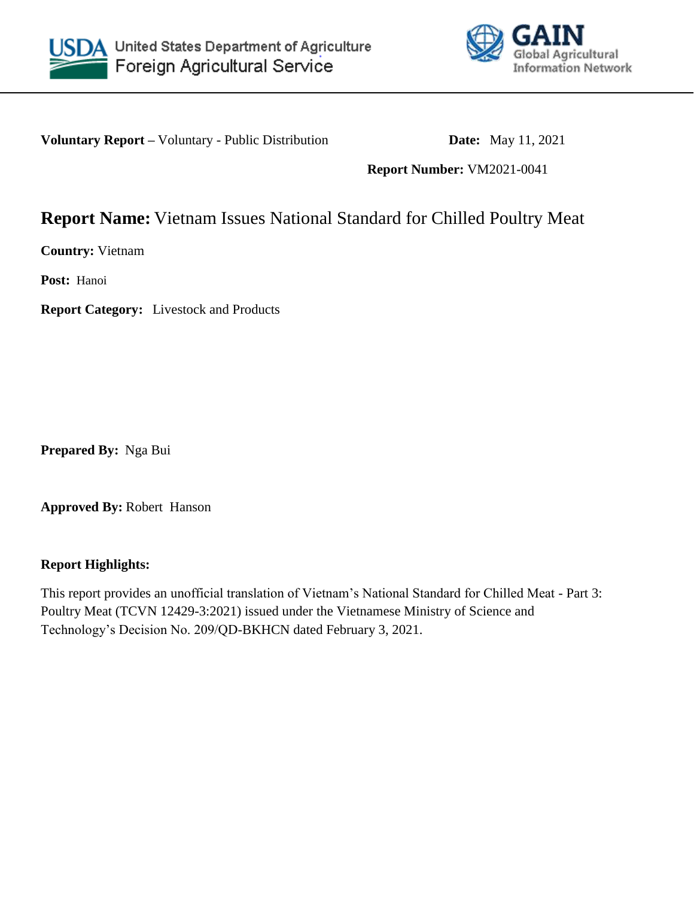United States Department of Agriculture
Foreign Agricultural Service

GAIN
Global Agricultural Information Network

**Voluntary Report –** Voluntary - Public Distribution

**Date:** May 11, 2021

**Report Number:** VM2021-0041

# **Report Name:** Vietnam Issues National Standard for Chilled Poultry Meat

**Country:** Vietnam

**Post:** Hanoi

**Report Category:** Livestock and Products

**Prepared By:** Nga Bui

**Approved By:** Robert Hanson

**Report Highlights:**

This report provides an unofficial translation of Vietnam's National Standard for Chilled Meat - Part 3: Poultry Meat (TCVN 12429-3:2021) issued under the Vietnamese Ministry of Science and Technology's Decision No. 209/QD-BKHCN dated February 3, 2021.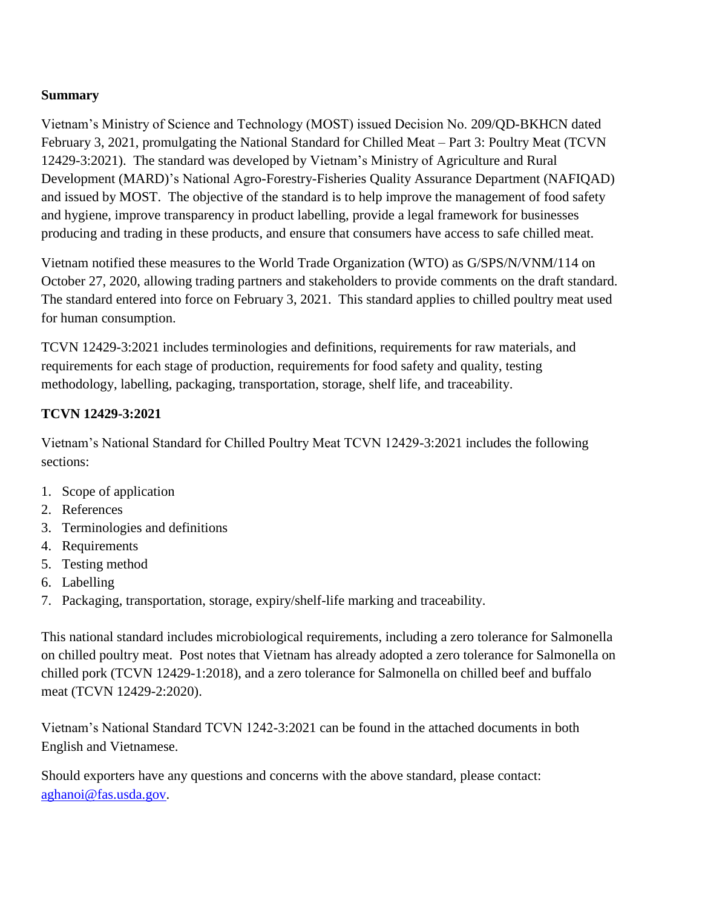**Summary**

Vietnam's Ministry of Science and Technology (MOST) issued Decision No. 209/QD-BKHCN dated February 3, 2021, promulgating the National Standard for Chilled Meat – Part 3: Poultry Meat (TCVN 12429-3:2021). The standard was developed by Vietnam's Ministry of Agriculture and Rural Development (MARD)'s National Agro-Forestry-Fisheries Quality Assurance Department (NAFIQAD) and issued by MOST. The objective of the standard is to help improve the management of food safety and hygiene, improve transparency in product labelling, provide a legal framework for businesses producing and trading in these products, and ensure that consumers have access to safe chilled meat.

Vietnam notified these measures to the World Trade Organization (WTO) as G/SPS/N/VNM/114 on October 27, 2020, allowing trading partners and stakeholders to provide comments on the draft standard. The standard entered into force on February 3, 2021. This standard applies to chilled poultry meat used for human consumption.

TCVN 12429-3:2021 includes terminologies and definitions, requirements for raw materials, and requirements for each stage of production, requirements for food safety and quality, testing methodology, labelling, packaging, transportation, storage, shelf life, and traceability.

**TCVN 12429-3:2021**

Vietnam's National Standard for Chilled Poultry Meat TCVN 12429-3:2021 includes the following sections:

1. Scope of application
2. References
3. Terminologies and definitions
4. Requirements
5. Testing method
6. Labelling
7. Packaging, transportation, storage, expiry/shelf-life marking and traceability.

This national standard includes microbiological requirements, including a zero tolerance for Salmonella on chilled poultry meat. Post notes that Vietnam has already adopted a zero tolerance for Salmonella on chilled pork (TCVN 12429-1:2018), and a zero tolerance for Salmonella on chilled beef and buffalo meat (TCVN 12429-2:2020).

Vietnam's National Standard TCVN 1242-3:2021 can be found in the attached documents in both English and Vietnamese.

Should exporters have any questions and concerns with the above standard, please contact: aghanoi@fas.usda.gov.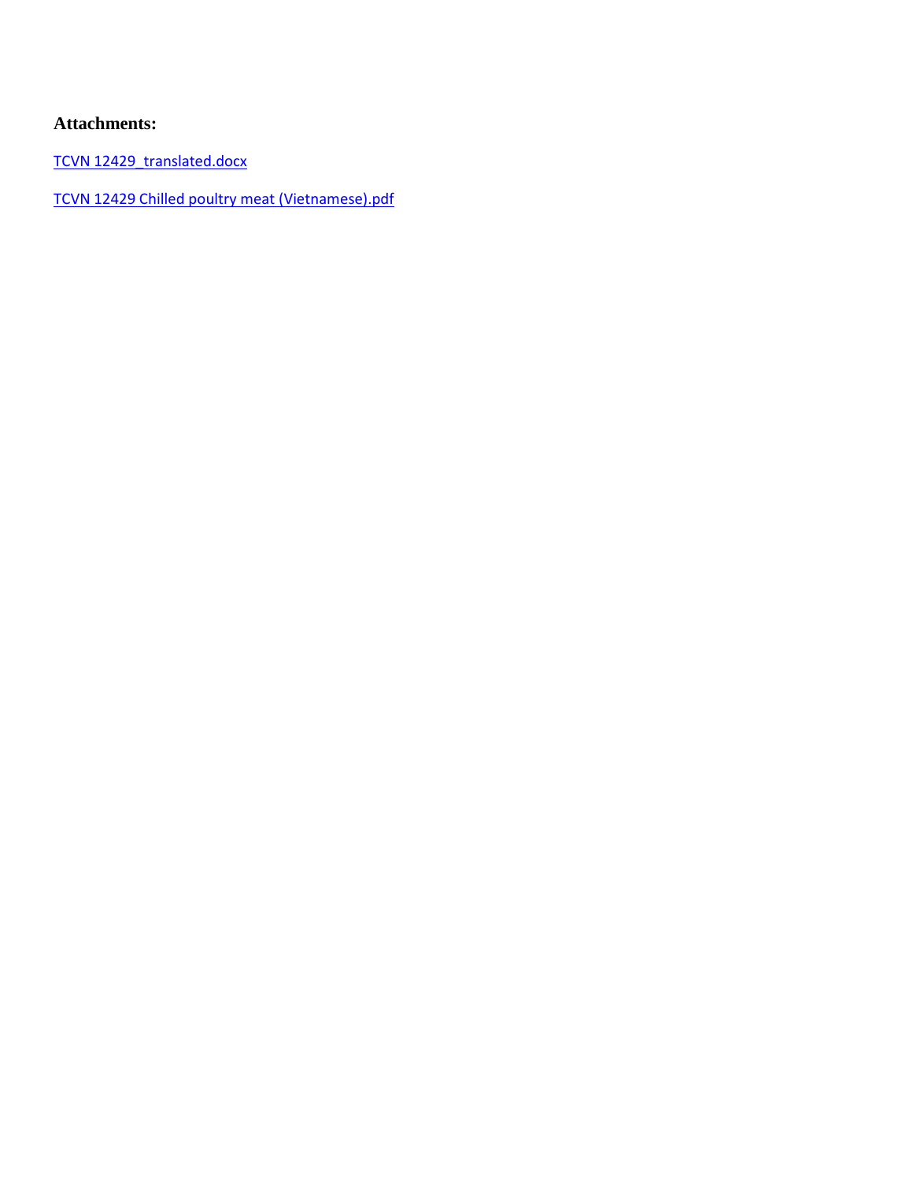**Attachments:**

TCVN 12429_translated.docx

TCVN 12429 Chilled poultry meat (Vietnamese).pdf